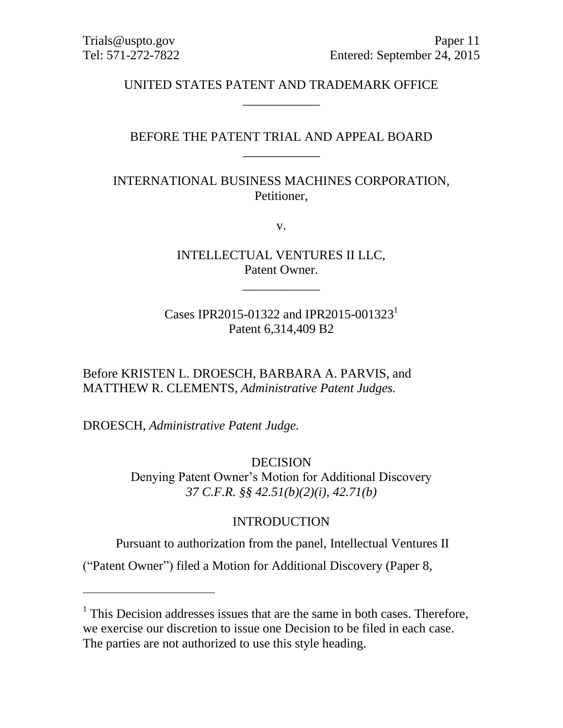Trials@uspto.gov
Tel: 571-272-7822

Paper 11
Entered: September 24, 2015

UNITED STATES PATENT AND TRADEMARK OFFICE

---

BEFORE THE PATENT TRIAL AND APPEAL BOARD

---

INTERNATIONAL BUSINESS MACHINES CORPORATION,
Petitioner,

v.

INTELLECTUAL VENTURES II LLC,
Patent Owner.

---

Cases IPR2015-01322 and IPR2015-001323[1]
Patent 6,314,409 B2

Before KRISTEN L. DROESCH, BARBARA A. PARVIS, and MATTHEW R. CLEMENTS, *Administrative Patent Judges.*

DROESCH, *Administrative Patent Judge.*

DECISION
Denying Patent Owner's Motion for Additional Discovery
*37 C.F.R. §§ 42.51(b)(2)(i), 42.71(b)*

INTRODUCTION

Pursuant to authorization from the panel, Intellectual Ventures II ("Patent Owner") filed a Motion for Additional Discovery (Paper 8,

---

[1] This Decision addresses issues that are the same in both cases. Therefore, we exercise our discretion to issue one Decision to be filed in each case. The parties are not authorized to use this style heading.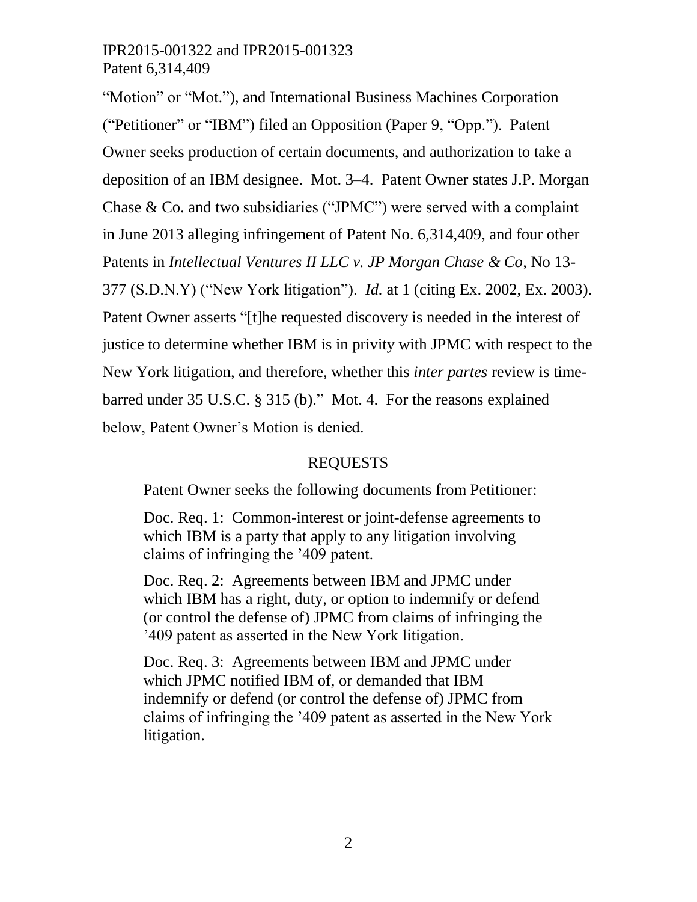"Motion" or "Mot."), and International Business Machines Corporation ("Petitioner" or "IBM") filed an Opposition (Paper 9, "Opp."). Patent Owner seeks production of certain documents, and authorization to take a deposition of an IBM designee. Mot. 3–4. Patent Owner states J.P. Morgan Chase & Co. and two subsidiaries ("JPMC") were served with a complaint in June 2013 alleging infringement of Patent No. 6,314,409, and four other Patents in *Intellectual Ventures II LLC v. JP Morgan Chase & Co*, No 13-377 (S.D.N.Y) ("New York litigation"). *Id.* at 1 (citing Ex. 2002, Ex. 2003). Patent Owner asserts "[t]he requested discovery is needed in the interest of justice to determine whether IBM is in privity with JPMC with respect to the New York litigation, and therefore, whether this *inter partes* review is time-barred under 35 U.S.C. § 315 (b)." Mot. 4. For the reasons explained below, Patent Owner's Motion is denied.

## REQUESTS

Patent Owner seeks the following documents from Petitioner:

Doc. Req. 1: Common-interest or joint-defense agreements to which IBM is a party that apply to any litigation involving claims of infringing the '409 patent.

Doc. Req. 2: Agreements between IBM and JPMC under which IBM has a right, duty, or option to indemnify or defend (or control the defense of) JPMC from claims of infringing the '409 patent as asserted in the New York litigation.

Doc. Req. 3: Agreements between IBM and JPMC under which JPMC notified IBM of, or demanded that IBM indemnify or defend (or control the defense of) JPMC from claims of infringing the '409 patent as asserted in the New York litigation.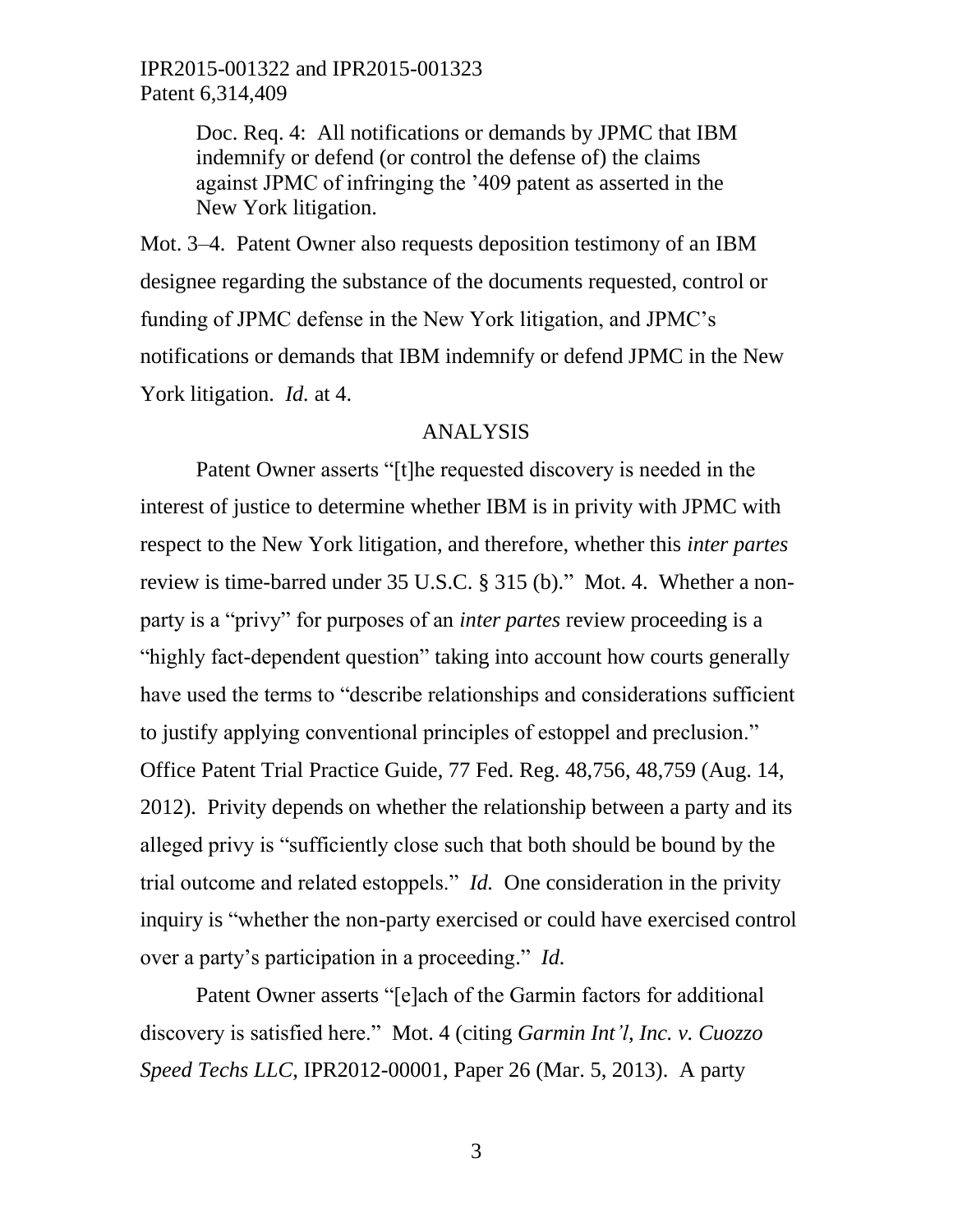> Doc. Req. 4: All notifications or demands by JPMC that IBM indemnify or defend (or control the defense of) the claims against JPMC of infringing the '409 patent as asserted in the New York litigation.

Mot. 3–4. Patent Owner also requests deposition testimony of an IBM designee regarding the substance of the documents requested, control or funding of JPMC defense in the New York litigation, and JPMC's notifications or demands that IBM indemnify or defend JPMC in the New York litigation. *Id.* at 4.

## ANALYSIS

Patent Owner asserts "[t]he requested discovery is needed in the interest of justice to determine whether IBM is in privity with JPMC with respect to the New York litigation, and therefore, whether this *inter partes* review is time-barred under 35 U.S.C. § 315 (b)." Mot. 4. Whether a non-party is a "privy" for purposes of an *inter partes* review proceeding is a "highly fact-dependent question" taking into account how courts generally have used the terms to "describe relationships and considerations sufficient to justify applying conventional principles of estoppel and preclusion." Office Patent Trial Practice Guide, 77 Fed. Reg. 48,756, 48,759 (Aug. 14, 2012). Privity depends on whether the relationship between a party and its alleged privy is "sufficiently close such that both should be bound by the trial outcome and related estoppels." *Id.* One consideration in the privity inquiry is "whether the non-party exercised or could have exercised control over a party's participation in a proceeding." *Id.*

Patent Owner asserts "[e]ach of the Garmin factors for additional discovery is satisfied here." Mot. 4 (citing *Garmin Int'l, Inc. v. Cuozzo Speed Techs LLC*, IPR2012-00001, Paper 26 (Mar. 5, 2013). A party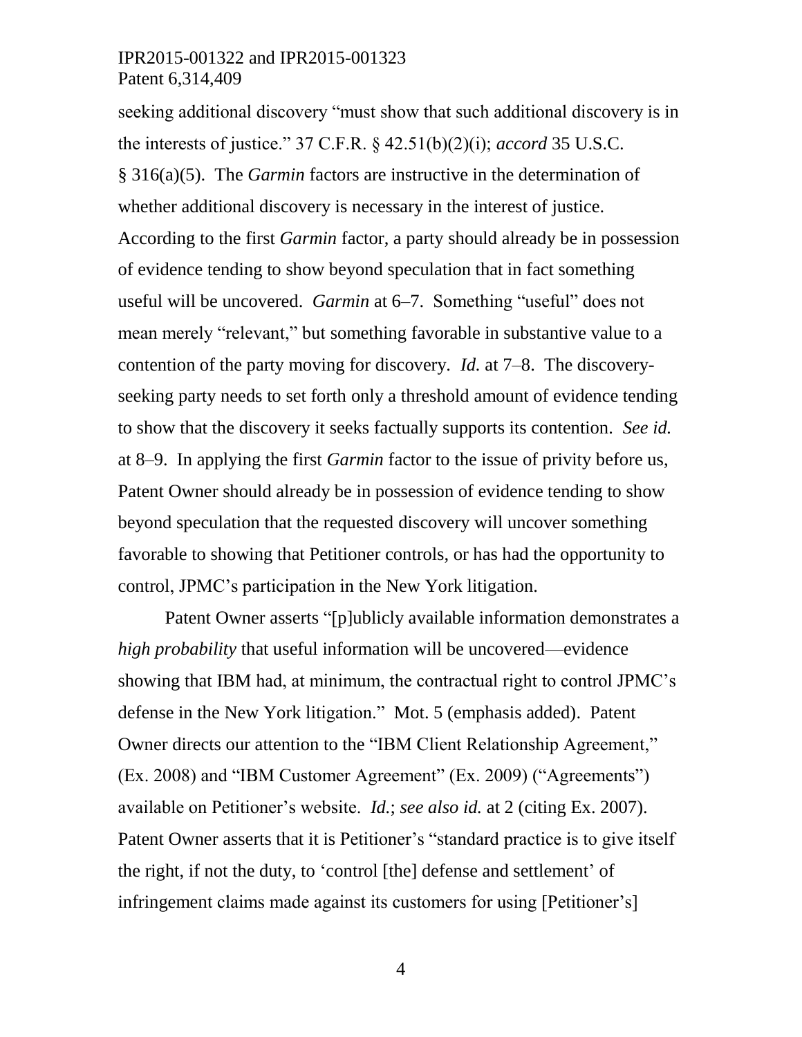seeking additional discovery "must show that such additional discovery is in the interests of justice." 37 C.F.R. § 42.51(b)(2)(i); *accord* 35 U.S.C. § 316(a)(5). The *Garmin* factors are instructive in the determination of whether additional discovery is necessary in the interest of justice. According to the first *Garmin* factor, a party should already be in possession of evidence tending to show beyond speculation that in fact something useful will be uncovered. *Garmin* at 6–7. Something "useful" does not mean merely "relevant," but something favorable in substantive value to a contention of the party moving for discovery. *Id.* at 7–8. The discovery-seeking party needs to set forth only a threshold amount of evidence tending to show that the discovery it seeks factually supports its contention. *See id.* at 8–9. In applying the first *Garmin* factor to the issue of privity before us, Patent Owner should already be in possession of evidence tending to show beyond speculation that the requested discovery will uncover something favorable to showing that Petitioner controls, or has had the opportunity to control, JPMC's participation in the New York litigation.

Patent Owner asserts "[p]ublicly available information demonstrates a *high probability* that useful information will be uncovered—evidence showing that IBM had, at minimum, the contractual right to control JPMC's defense in the New York litigation." Mot. 5 (emphasis added). Patent Owner directs our attention to the "IBM Client Relationship Agreement," (Ex. 2008) and "IBM Customer Agreement" (Ex. 2009) ("Agreements") available on Petitioner's website. *Id.*; *see also id.* at 2 (citing Ex. 2007). Patent Owner asserts that it is Petitioner's "standard practice is to give itself the right, if not the duty, to 'control [the] defense and settlement' of infringement claims made against its customers for using [Petitioner's]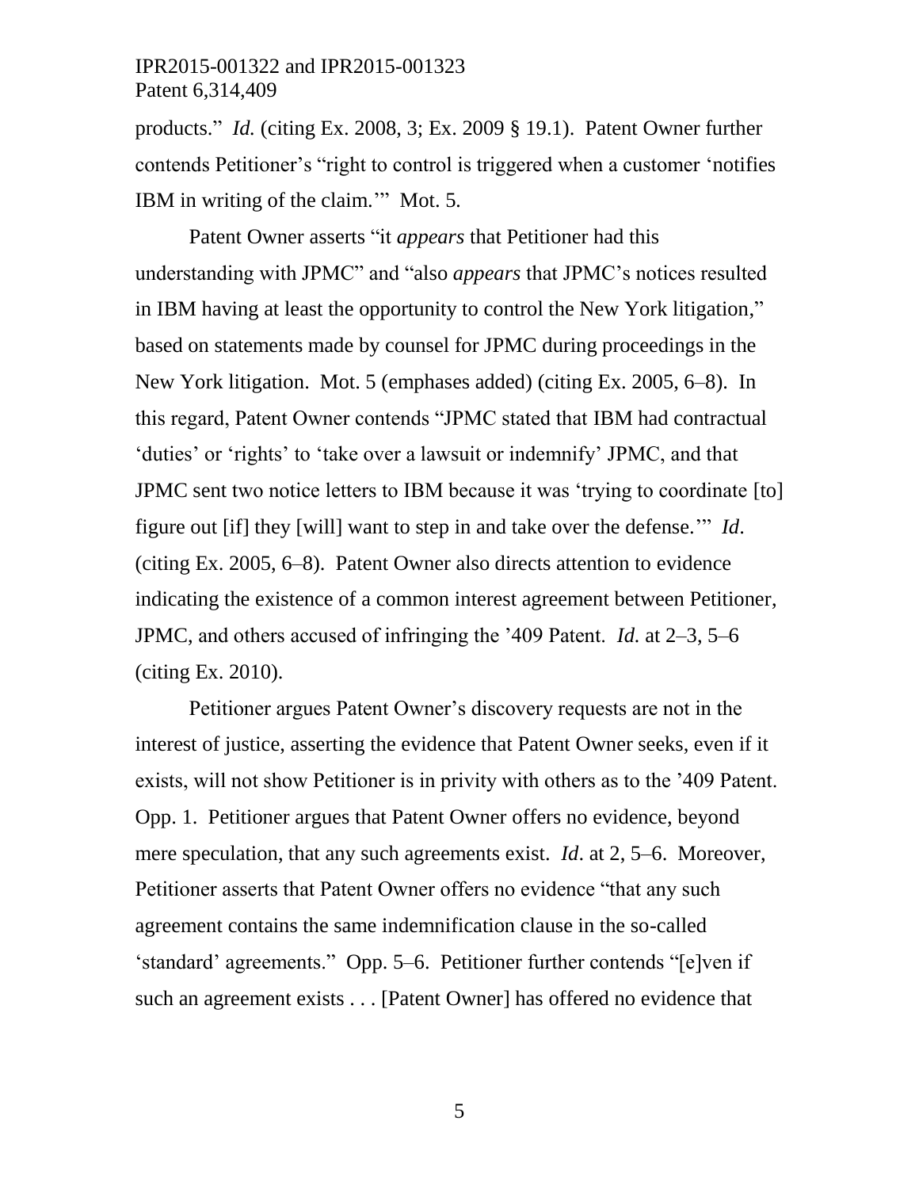products." *Id.* (citing Ex. 2008, 3; Ex. 2009 § 19.1). Patent Owner further contends Petitioner's "right to control is triggered when a customer 'notifies IBM in writing of the claim.'" Mot. 5.

Patent Owner asserts "it *appears* that Petitioner had this understanding with JPMC" and "also *appears* that JPMC's notices resulted in IBM having at least the opportunity to control the New York litigation," based on statements made by counsel for JPMC during proceedings in the New York litigation. Mot. 5 (emphases added) (citing Ex. 2005, 6–8). In this regard, Patent Owner contends "JPMC stated that IBM had contractual 'duties' or 'rights' to 'take over a lawsuit or indemnify' JPMC, and that JPMC sent two notice letters to IBM because it was 'trying to coordinate [to] figure out [if] they [will] want to step in and take over the defense.'" *Id*. (citing Ex. 2005, 6–8). Patent Owner also directs attention to evidence indicating the existence of a common interest agreement between Petitioner, JPMC, and others accused of infringing the '409 Patent. *Id.* at 2–3, 5–6 (citing Ex. 2010).

Petitioner argues Patent Owner's discovery requests are not in the interest of justice, asserting the evidence that Patent Owner seeks, even if it exists, will not show Petitioner is in privity with others as to the '409 Patent. Opp. 1. Petitioner argues that Patent Owner offers no evidence, beyond mere speculation, that any such agreements exist. *Id*. at 2, 5–6. Moreover, Petitioner asserts that Patent Owner offers no evidence "that any such agreement contains the same indemnification clause in the so-called 'standard' agreements." Opp. 5–6. Petitioner further contends "[e]ven if such an agreement exists . . . [Patent Owner] has offered no evidence that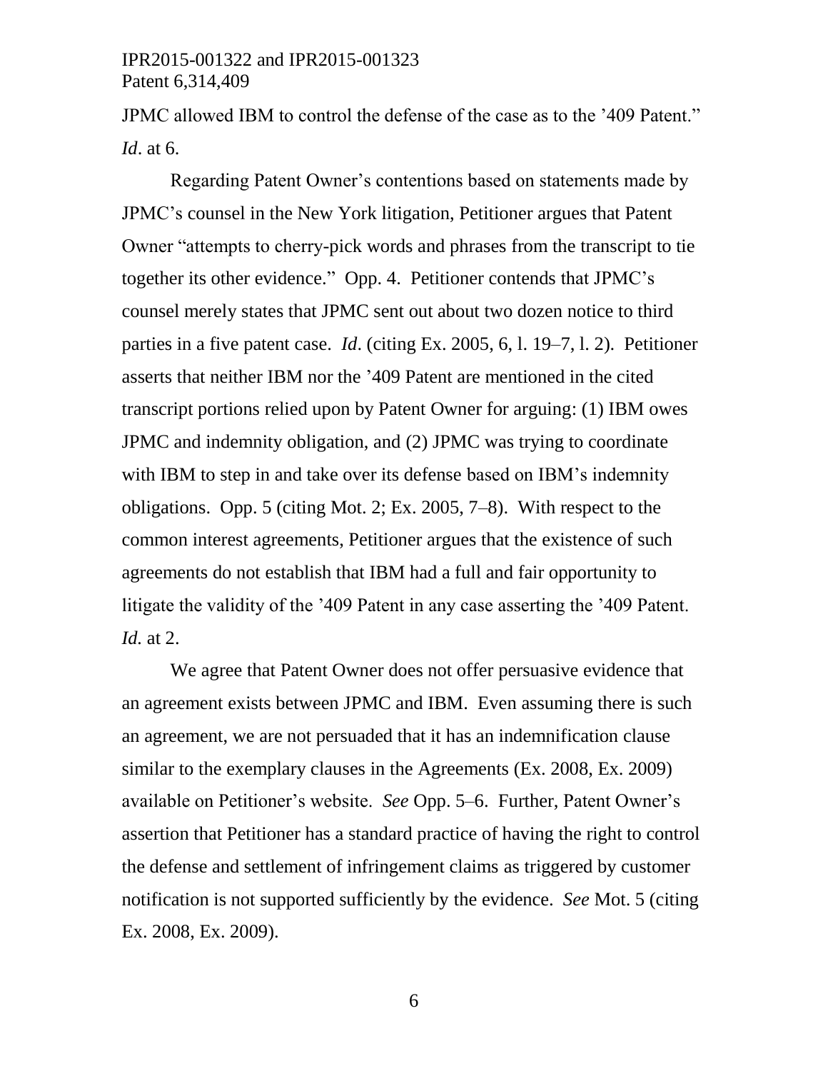JPMC allowed IBM to control the defense of the case as to the '409 Patent." *Id*. at 6.

Regarding Patent Owner's contentions based on statements made by JPMC's counsel in the New York litigation, Petitioner argues that Patent Owner "attempts to cherry-pick words and phrases from the transcript to tie together its other evidence." Opp. 4. Petitioner contends that JPMC's counsel merely states that JPMC sent out about two dozen notice to third parties in a five patent case. *Id*. (citing Ex. 2005, 6, l. 19–7, l. 2). Petitioner asserts that neither IBM nor the '409 Patent are mentioned in the cited transcript portions relied upon by Patent Owner for arguing: (1) IBM owes JPMC and indemnity obligation, and (2) JPMC was trying to coordinate with IBM to step in and take over its defense based on IBM's indemnity obligations. Opp. 5 (citing Mot. 2; Ex. 2005, 7–8). With respect to the common interest agreements, Petitioner argues that the existence of such agreements do not establish that IBM had a full and fair opportunity to litigate the validity of the '409 Patent in any case asserting the '409 Patent. *Id.* at 2.

We agree that Patent Owner does not offer persuasive evidence that an agreement exists between JPMC and IBM. Even assuming there is such an agreement, we are not persuaded that it has an indemnification clause similar to the exemplary clauses in the Agreements (Ex. 2008, Ex. 2009) available on Petitioner's website. *See* Opp. 5–6. Further, Patent Owner's assertion that Petitioner has a standard practice of having the right to control the defense and settlement of infringement claims as triggered by customer notification is not supported sufficiently by the evidence. *See* Mot. 5 (citing Ex. 2008, Ex. 2009).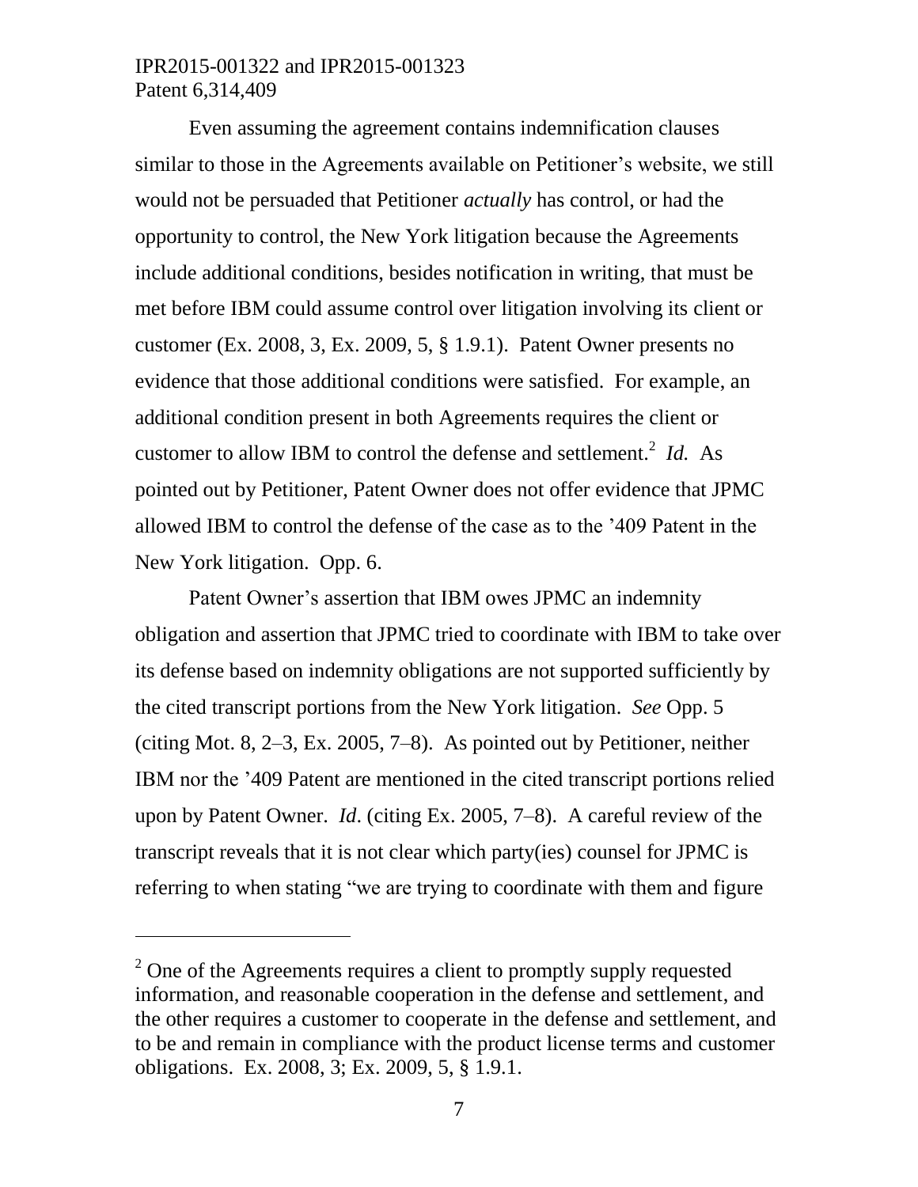Even assuming the agreement contains indemnification clauses similar to those in the Agreements available on Petitioner's website, we still would not be persuaded that Petitioner *actually* has control, or had the opportunity to control, the New York litigation because the Agreements include additional conditions, besides notification in writing, that must be met before IBM could assume control over litigation involving its client or customer (Ex. 2008, 3, Ex. 2009, 5, § 1.9.1). Patent Owner presents no evidence that those additional conditions were satisfied. For example, an additional condition present in both Agreements requires the client or customer to allow IBM to control the defense and settlement.[2] *Id.* As pointed out by Petitioner, Patent Owner does not offer evidence that JPMC allowed IBM to control the defense of the case as to the '409 Patent in the New York litigation. Opp. 6.

Patent Owner's assertion that IBM owes JPMC an indemnity obligation and assertion that JPMC tried to coordinate with IBM to take over its defense based on indemnity obligations are not supported sufficiently by the cited transcript portions from the New York litigation. *See* Opp. 5 (citing Mot. 8, 2–3, Ex. 2005, 7–8). As pointed out by Petitioner, neither IBM nor the '409 Patent are mentioned in the cited transcript portions relied upon by Patent Owner. *Id*. (citing Ex. 2005, 7–8). A careful review of the transcript reveals that it is not clear which party(ies) counsel for JPMC is referring to when stating "we are trying to coordinate with them and figure

---

[2] One of the Agreements requires a client to promptly supply requested information, and reasonable cooperation in the defense and settlement, and the other requires a customer to cooperate in the defense and settlement, and to be and remain in compliance with the product license terms and customer obligations. Ex. 2008, 3; Ex. 2009, 5, § 1.9.1.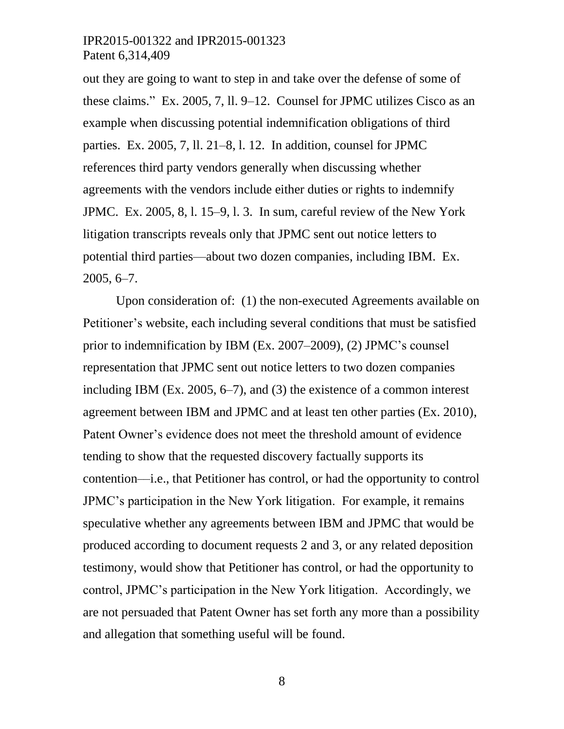out they are going to want to step in and take over the defense of some of these claims." Ex. 2005, 7, ll. 9–12. Counsel for JPMC utilizes Cisco as an example when discussing potential indemnification obligations of third parties. Ex. 2005, 7, ll. 21–8, l. 12. In addition, counsel for JPMC references third party vendors generally when discussing whether agreements with the vendors include either duties or rights to indemnify JPMC. Ex. 2005, 8, l. 15–9, l. 3. In sum, careful review of the New York litigation transcripts reveals only that JPMC sent out notice letters to potential third parties—about two dozen companies, including IBM. Ex. 2005, 6–7.

Upon consideration of: (1) the non-executed Agreements available on Petitioner's website, each including several conditions that must be satisfied prior to indemnification by IBM (Ex. 2007–2009), (2) JPMC's counsel representation that JPMC sent out notice letters to two dozen companies including IBM (Ex. 2005, 6–7), and (3) the existence of a common interest agreement between IBM and JPMC and at least ten other parties (Ex. 2010), Patent Owner's evidence does not meet the threshold amount of evidence tending to show that the requested discovery factually supports its contention—i.e., that Petitioner has control, or had the opportunity to control JPMC's participation in the New York litigation. For example, it remains speculative whether any agreements between IBM and JPMC that would be produced according to document requests 2 and 3, or any related deposition testimony, would show that Petitioner has control, or had the opportunity to control, JPMC's participation in the New York litigation. Accordingly, we are not persuaded that Patent Owner has set forth any more than a possibility and allegation that something useful will be found.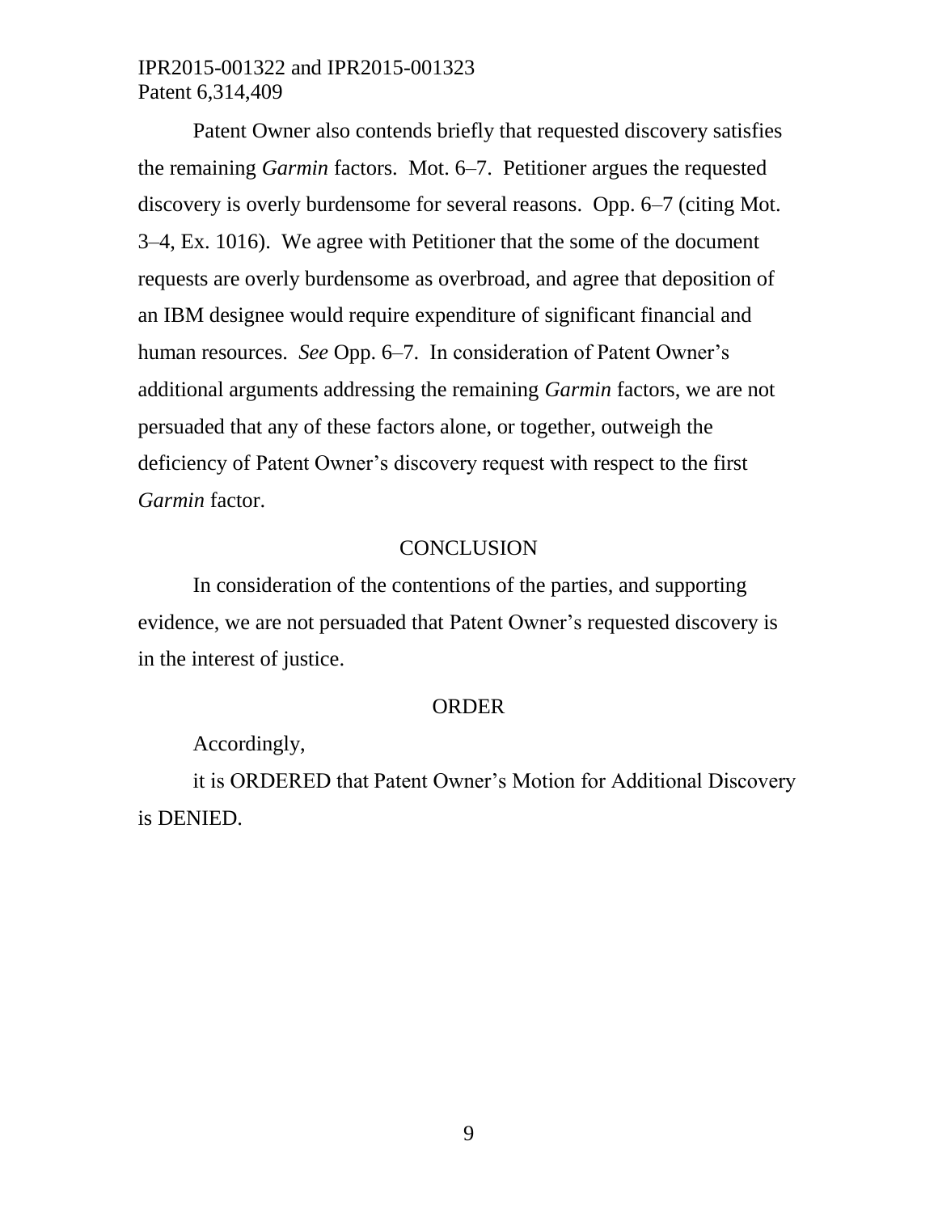Patent Owner also contends briefly that requested discovery satisfies the remaining *Garmin* factors. Mot. 6–7. Petitioner argues the requested discovery is overly burdensome for several reasons. Opp. 6–7 (citing Mot. 3–4, Ex. 1016). We agree with Petitioner that the some of the document requests are overly burdensome as overbroad, and agree that deposition of an IBM designee would require expenditure of significant financial and human resources. *See* Opp. 6–7. In consideration of Patent Owner's additional arguments addressing the remaining *Garmin* factors, we are not persuaded that any of these factors alone, or together, outweigh the deficiency of Patent Owner's discovery request with respect to the first *Garmin* factor.

## CONCLUSION

In consideration of the contentions of the parties, and supporting evidence, we are not persuaded that Patent Owner's requested discovery is in the interest of justice.

## ORDER

Accordingly,

it is ORDERED that Patent Owner's Motion for Additional Discovery is DENIED.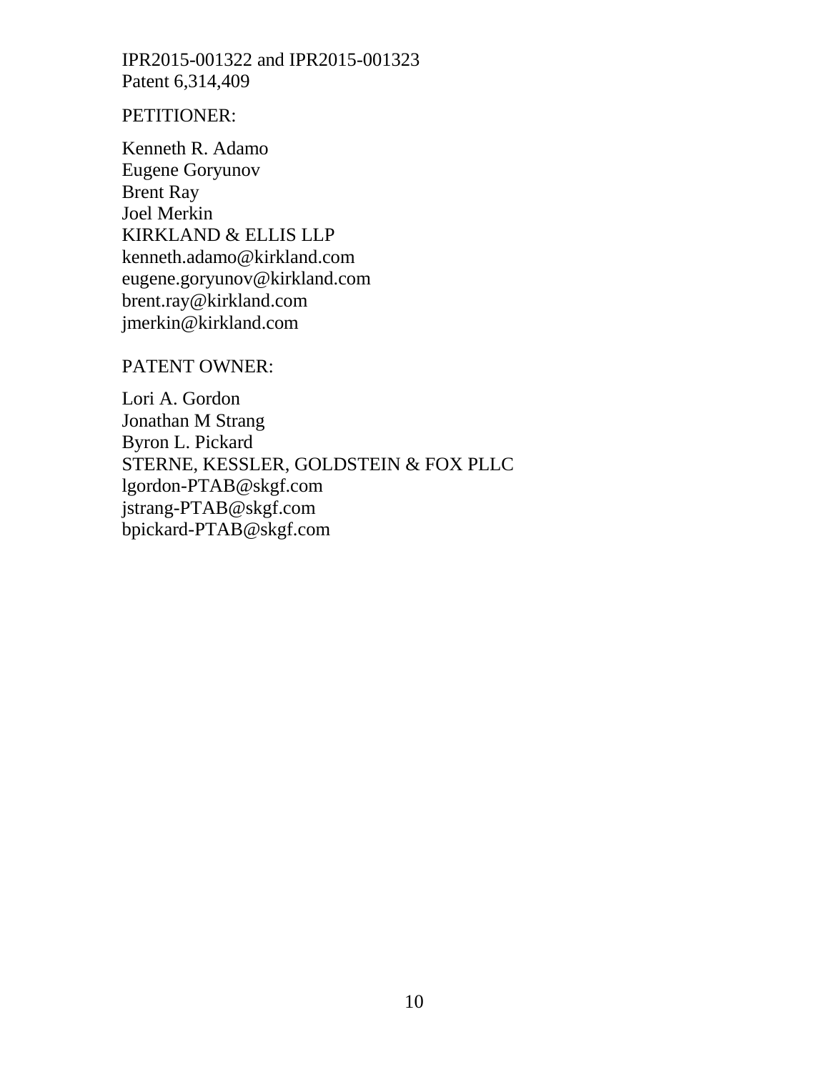PETITIONER:

Kenneth R. Adamo
Eugene Goryunov
Brent Ray
Joel Merkin
KIRKLAND & ELLIS LLP
kenneth.adamo@kirkland.com
eugene.goryunov@kirkland.com
brent.ray@kirkland.com
jmerkin@kirkland.com

PATENT OWNER:

Lori A. Gordon
Jonathan M Strang
Byron L. Pickard
STERNE, KESSLER, GOLDSTEIN & FOX PLLC
lgordon-PTAB@skgf.com
jstrang-PTAB@skgf.com
bpickard-PTAB@skgf.com